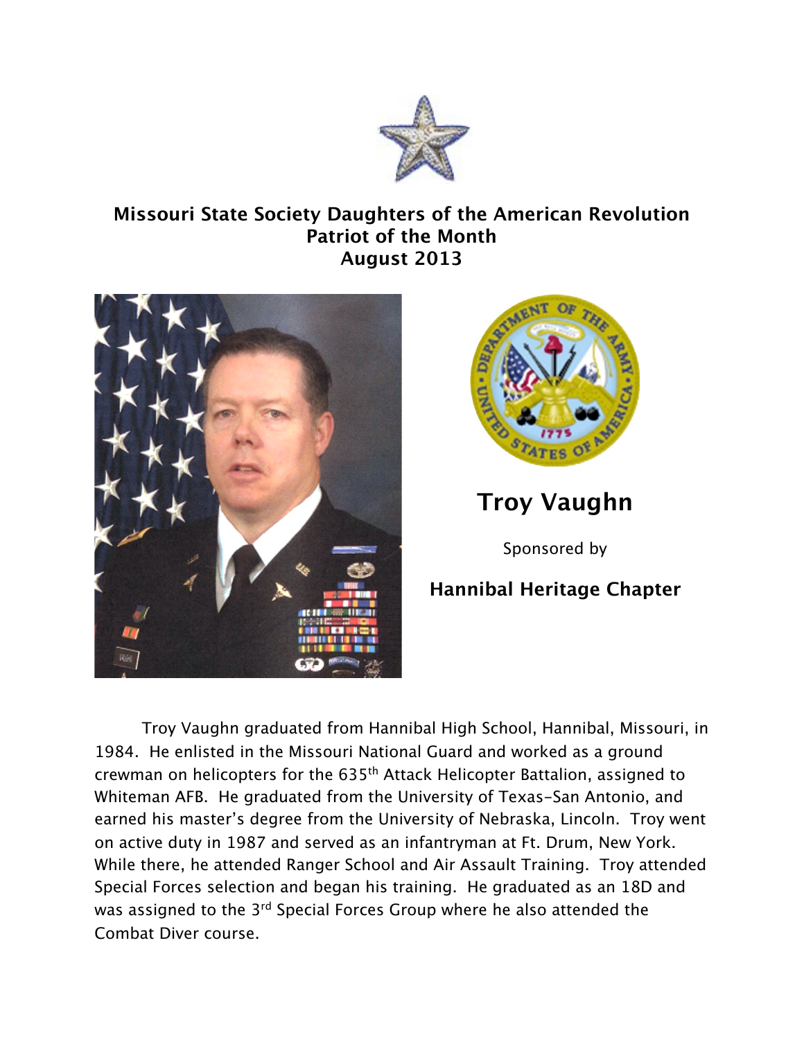# Missouri State Society Daughters of the American Revolution
## Patriot of the Month
## August 2013

## Troy Vaughn

Sponsored by

**Hannibal Heritage Chapter**

Troy Vaughn graduated from Hannibal High School, Hannibal, Missouri, in 1984. He enlisted in the Missouri National Guard and worked as a ground crewman on helicopters for the 635th Attack Helicopter Battalion, assigned to Whiteman AFB. He graduated from the University of Texas-San Antonio, and earned his master's degree from the University of Nebraska, Lincoln. Troy went on active duty in 1987 and served as an infantryman at Ft. Drum, New York. While there, he attended Ranger School and Air Assault Training. Troy attended Special Forces selection and began his training. He graduated as an 18D and was assigned to the 3rd Special Forces Group where he also attended the Combat Diver course.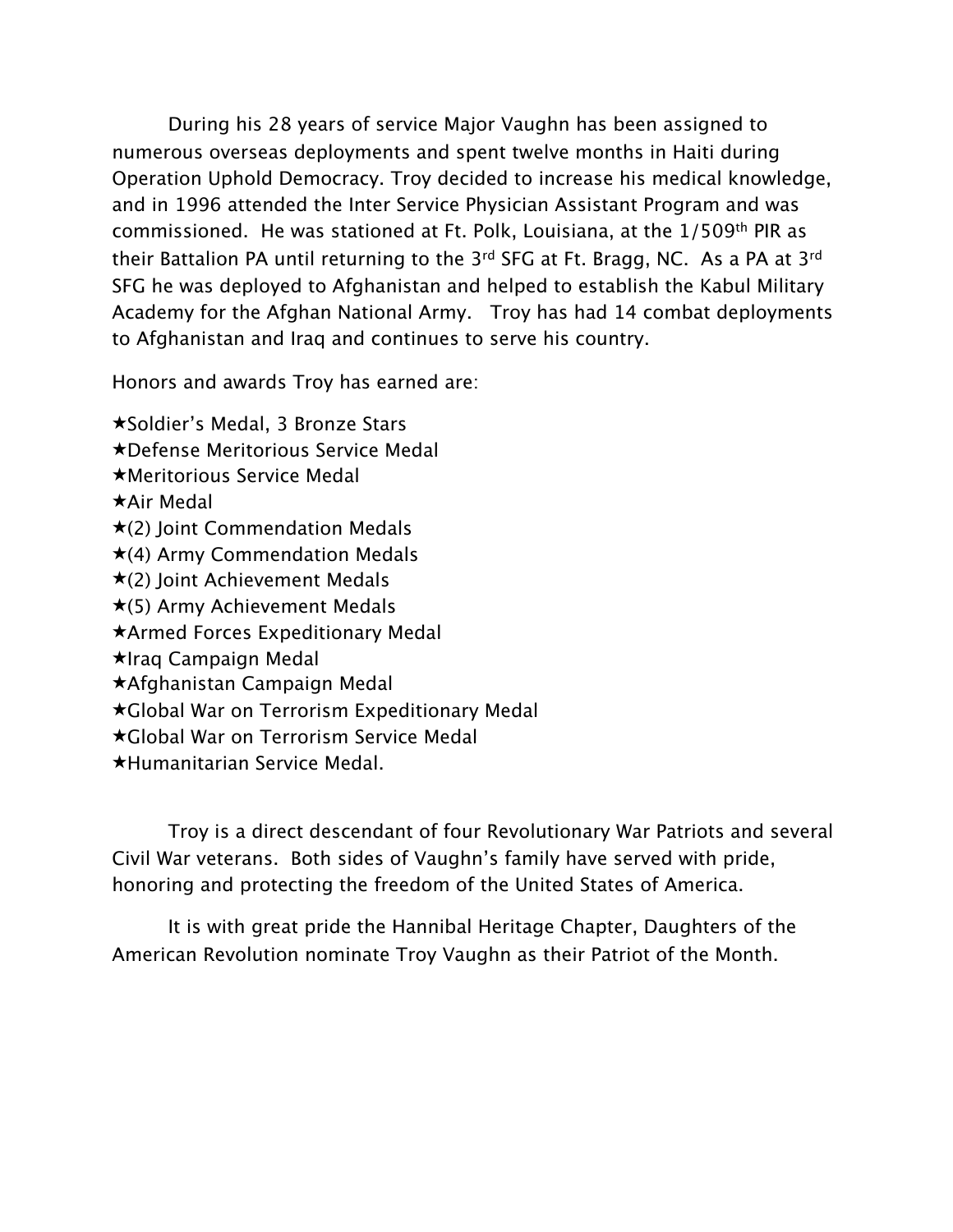During his 28 years of service Major Vaughn has been assigned to numerous overseas deployments and spent twelve months in Haiti during Operation Uphold Democracy. Troy decided to increase his medical knowledge, and in 1996 attended the Inter Service Physician Assistant Program and was commissioned. He was stationed at Ft. Polk, Louisiana, at the 1/509th PIR as their Battalion PA until returning to the 3rd SFG at Ft. Bragg, NC. As a PA at 3rd SFG he was deployed to Afghanistan and helped to establish the Kabul Military Academy for the Afghan National Army. Troy has had 14 combat deployments to Afghanistan and Iraq and continues to serve his country.

Honors and awards Troy has earned are:

★Soldier's Medal, 3 Bronze Stars
★Defense Meritorious Service Medal
★Meritorious Service Medal
★Air Medal
★(2) Joint Commendation Medals
★(4) Army Commendation Medals
★(2) Joint Achievement Medals
★(5) Army Achievement Medals
★Armed Forces Expeditionary Medal
★Iraq Campaign Medal
★Afghanistan Campaign Medal
★Global War on Terrorism Expeditionary Medal
★Global War on Terrorism Service Medal
★Humanitarian Service Medal.

Troy is a direct descendant of four Revolutionary War Patriots and several Civil War veterans. Both sides of Vaughn's family have served with pride, honoring and protecting the freedom of the United States of America.

It is with great pride the Hannibal Heritage Chapter, Daughters of the American Revolution nominate Troy Vaughn as their Patriot of the Month.